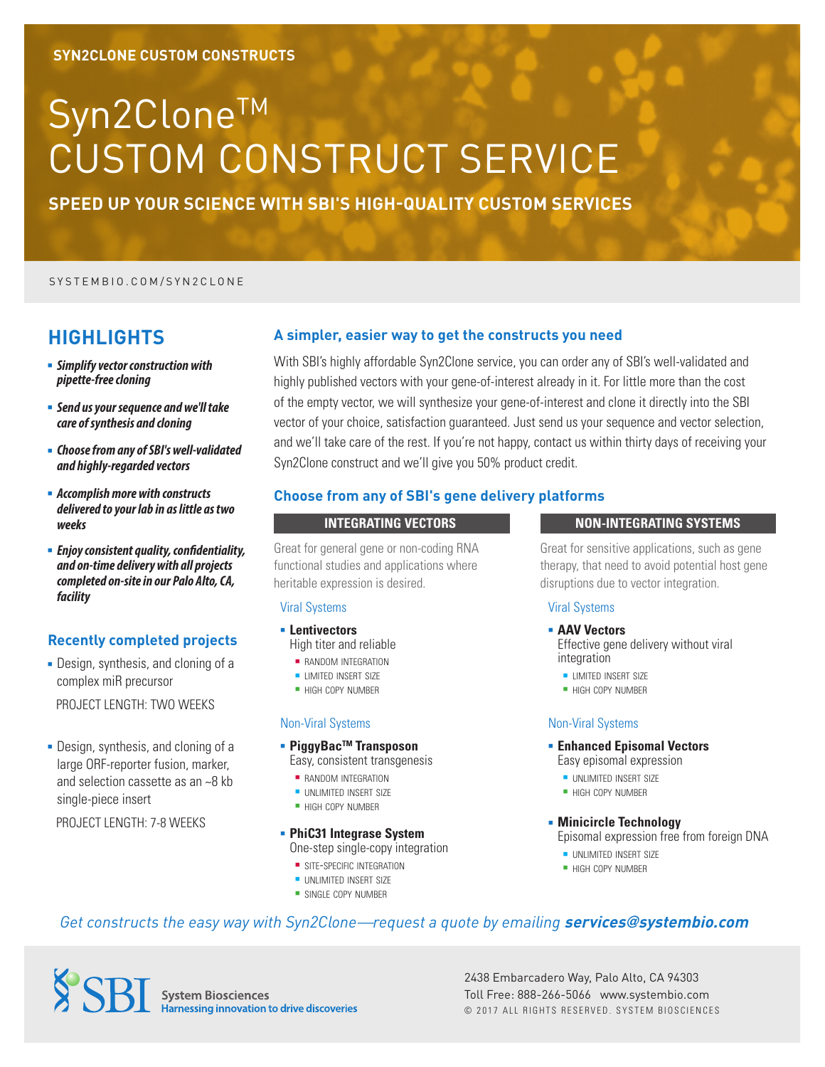SYN2CLONE CUSTOM CONSTRUCTS

# Syn2Clone™ CUSTOM CONSTRUCT SERVICE

**SPEED UP YOUR SCIENCE WITH SBI'S HIGH-QUALITY CUSTOM SERVICES**

SYSTEMBIO.COM/SYN2CLONE

## HIGHLIGHTS

- ***Simplify vector construction with pipette-free cloning***
- ***Send us your sequence and we'll take care of synthesis and cloning***
- ***Choose from any of SBI's well-validated and highly-regarded vectors***
- ***Accomplish more with constructs delivered to your lab in as little as two weeks***
- ***Enjoy consistent quality, confidentiality, and on-time delivery with all projects completed on-site in our Palo Alto, CA, facility***

### Recently completed projects

- Design, synthesis, and cloning of a complex miR precursor

  PROJECT LENGTH: TWO WEEKS

- Design, synthesis, and cloning of a large ORF-reporter fusion, marker, and selection cassette as an ~8 kb single-piece insert

  PROJECT LENGTH: 7-8 WEEKS

### A simpler, easier way to get the constructs you need

With SBI's highly affordable Syn2Clone service, you can order any of SBI's well-validated and highly published vectors with your gene-of-interest already in it. For little more than the cost of the empty vector, we will synthesize your gene-of-interest and clone it directly into the SBI vector of your choice, satisfaction guaranteed. Just send us your sequence and vector selection, and we'll take care of the rest. If you're not happy, contact us within thirty days of receiving your Syn2Clone construct and we'll give you 50% product credit.

### Choose from any of SBI's gene delivery platforms

#### INTEGRATING VECTORS

Great for general gene or non-coding RNA functional studies and applications where heritable expression is desired.

Viral Systems

- **Lentivectors**
  High titer and reliable
  - RANDOM INTEGRATION
  - LIMITED INSERT SIZE
  - HIGH COPY NUMBER

Non-Viral Systems

- **PiggyBac™ Transposon**
  Easy, consistent transgenesis
  - RANDOM INTEGRATION
  - UNLIMITED INSERT SIZE
  - HIGH COPY NUMBER
- **PhiC31 Integrase System**
  One-step single-copy integration
  - SITE-SPECIFIC INTEGRATION
  - UNLIMITED INSERT SIZE
  - SINGLE COPY NUMBER

#### NON-INTEGRATING SYSTEMS

Great for sensitive applications, such as gene therapy, that need to avoid potential host gene disruptions due to vector integration.

Viral Systems

- **AAV Vectors**
  Effective gene delivery without viral integration
  - LIMITED INSERT SIZE
  - HIGH COPY NUMBER

Non-Viral Systems

- **Enhanced Episomal Vectors**
  Easy episomal expression
  - UNLIMITED INSERT SIZE
  - HIGH COPY NUMBER
- **Minicircle Technology**
  Episomal expression free from foreign DNA
  - UNLIMITED INSERT SIZE
  - HIGH COPY NUMBER

*Get constructs the easy way with Syn2Clone—request a quote by emailing* ***services@systembio.com***

SBI System Biosciences
Harnessing innovation to drive discoveries

2438 Embarcadero Way, Palo Alto, CA 94303
Toll Free: 888-266-5066 www.systembio.com
© 2017 ALL RIGHTS RESERVED. SYSTEM BIOSCIENCES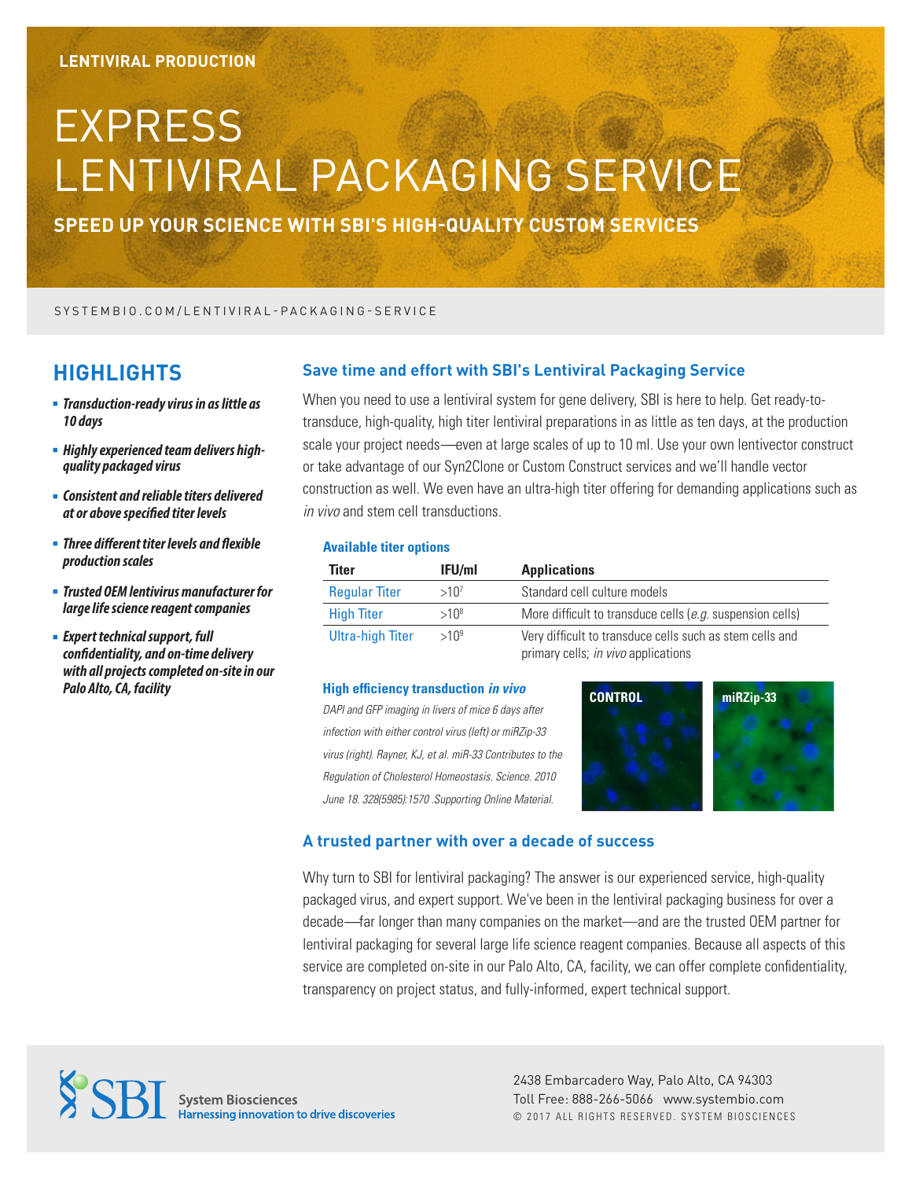LENTIVIRAL PRODUCTION

# EXPRESS LENTIVIRAL PACKAGING SERVICE

**SPEED UP YOUR SCIENCE WITH SBI'S HIGH-QUALITY CUSTOM SERVICES**

SYSTEMBIO.COM/LENTIVIRAL-PACKAGING-SERVICE

## HIGHLIGHTS

- ***Transduction-ready virus in as little as 10 days***
- ***Highly experienced team delivers high-quality packaged virus***
- ***Consistent and reliable titers delivered at or above specified titer levels***
- ***Three different titer levels and flexible production scales***
- ***Trusted OEM lentivirus manufacturer for large life science reagent companies***
- ***Expert technical support, full confidentiality, and on-time delivery with all projects completed on-site in our Palo Alto, CA, facility***

### Save time and effort with SBI's Lentiviral Packaging Service

When you need to use a lentiviral system for gene delivery, SBI is here to help. Get ready-to-transduce, high-quality, high titer lentiviral preparations in as little as ten days, at the production scale your project needs—even at large scales of up to 10 ml. Use your own lentivector construct or take advantage of our Syn2Clone or Custom Construct services and we'll handle vector construction as well. We even have an ultra-high titer offering for demanding applications such as *in vivo* and stem cell transductions.

**Available titer options**

| Titer | IFU/ml | Applications |
| --- | --- | --- |
| Regular Titer | $>10^7$ | Standard cell culture models |
| High Titer | $>10^8$ | More difficult to transduce cells (*e.g.* suspension cells) |
| Ultra-high Titer | $>10^9$ | Very difficult to transduce cells such as stem cells and primary cells; *in vivo* applications |

**High efficiency transduction *in vivo***

CONTROL

miRZip-33

*DAPI and GFP imaging in livers of mice 6 days after infection with either control virus (left) or miRZip-33 virus (right). Rayner, KJ, et al. miR-33 Contributes to the Regulation of Cholesterol Homeostasis. Science. 2010 June 18. 328(5985):1570 .Supporting Online Material.*

### A trusted partner with over a decade of success

Why turn to SBI for lentiviral packaging? The answer is our experienced service, high-quality packaged virus, and expert support. We've been in the lentiviral packaging business for over a decade—far longer than many companies on the market—and are the trusted OEM partner for lentiviral packaging for several large life science reagent companies. Because all aspects of this service are completed on-site in our Palo Alto, CA, facility, we can offer complete confidentiality, transparency on project status, and fully-informed, expert technical support.

SBI System Biosciences
Harnessing innovation to drive discoveries

2438 Embarcadero Way, Palo Alto, CA 94303
Toll Free: 888-266-5066 www.systembio.com
© 2017 ALL RIGHTS RESERVED. SYSTEM BIOSCIENCES